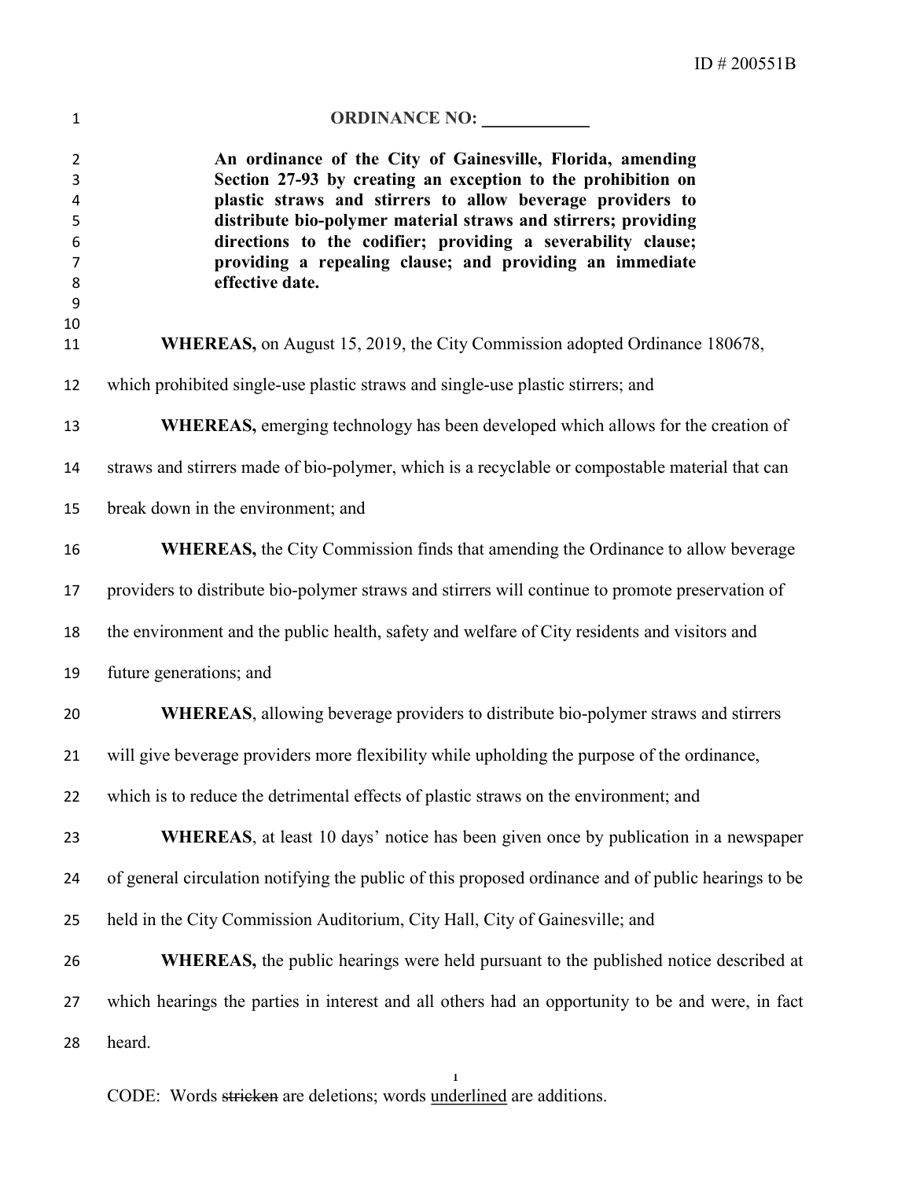ID # 200551B

**ORDINANCE NO: ____________**

**An ordinance of the City of Gainesville, Florida, amending Section 27-93 by creating an exception to the prohibition on plastic straws and stirrers to allow beverage providers to distribute bio-polymer material straws and stirrers; providing directions to the codifier; providing a severability clause; providing a repealing clause; and providing an immediate effective date.**

**WHEREAS,** on August 15, 2019, the City Commission adopted Ordinance 180678, which prohibited single-use plastic straws and single-use plastic stirrers; and

**WHEREAS,** emerging technology has been developed which allows for the creation of straws and stirrers made of bio-polymer, which is a recyclable or compostable material that can break down in the environment; and

**WHEREAS,** the City Commission finds that amending the Ordinance to allow beverage providers to distribute bio-polymer straws and stirrers will continue to promote preservation of the environment and the public health, safety and welfare of City residents and visitors and future generations; and

**WHEREAS**, allowing beverage providers to distribute bio-polymer straws and stirrers will give beverage providers more flexibility while upholding the purpose of the ordinance, which is to reduce the detrimental effects of plastic straws on the environment; and

**WHEREAS**, at least 10 days' notice has been given once by publication in a newspaper of general circulation notifying the public of this proposed ordinance and of public hearings to be held in the City Commission Auditorium, City Hall, City of Gainesville; and

**WHEREAS,** the public hearings were held pursuant to the published notice described at which hearings the parties in interest and all others had an opportunity to be and were, in fact heard.

CODE: Words ~~stricken~~ are deletions; words <u>underlined</u> are additions.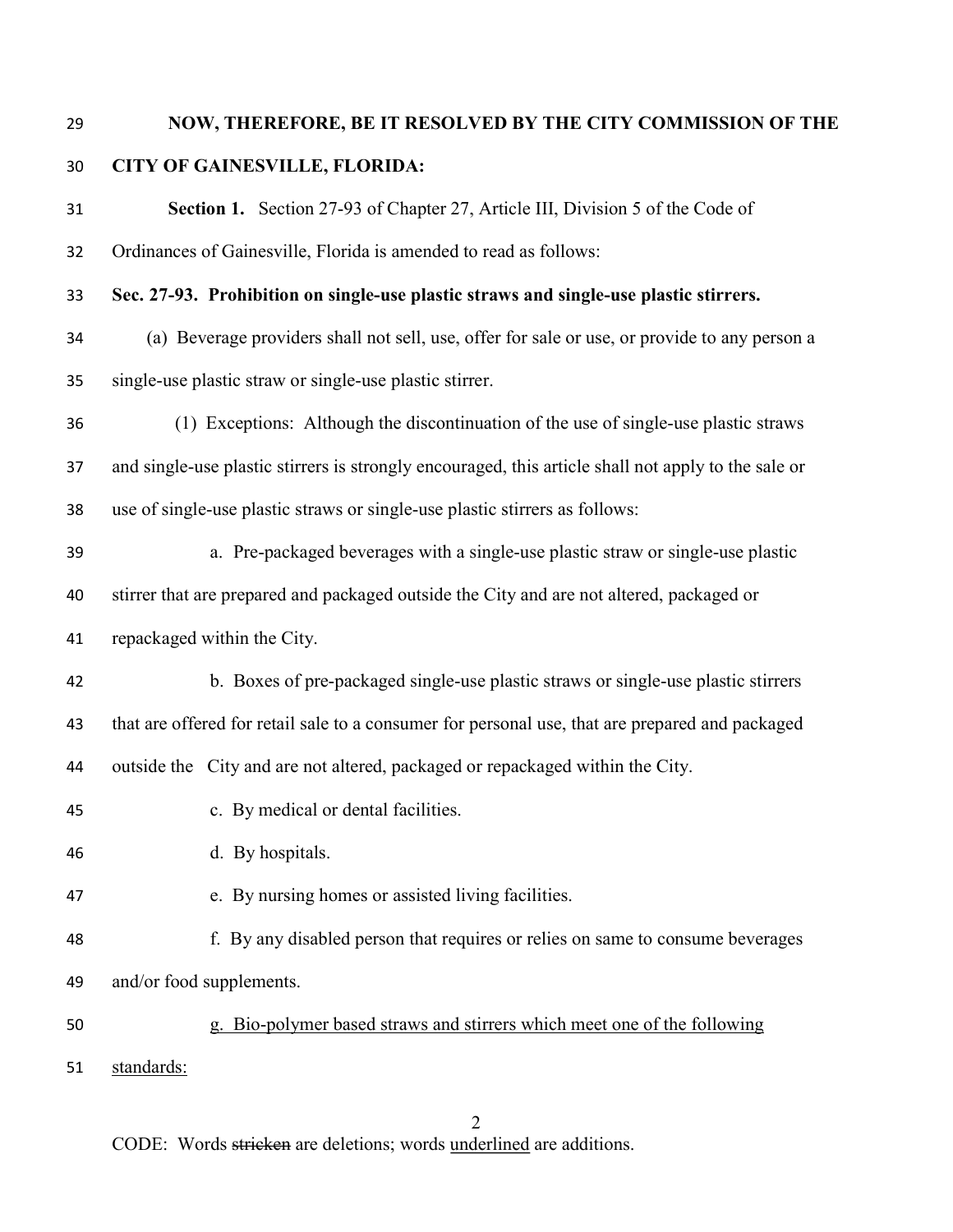**NOW, THEREFORE, BE IT RESOLVED BY THE CITY COMMISSION OF THE CITY OF GAINESVILLE, FLORIDA:**

**Section 1.** Section 27-93 of Chapter 27, Article III, Division 5 of the Code of Ordinances of Gainesville, Florida is amended to read as follows:

**Sec. 27-93. Prohibition on single-use plastic straws and single-use plastic stirrers.**

(a) Beverage providers shall not sell, use, offer for sale or use, or provide to any person a single-use plastic straw or single-use plastic stirrer.

(1) Exceptions: Although the discontinuation of the use of single-use plastic straws and single-use plastic stirrers is strongly encouraged, this article shall not apply to the sale or use of single-use plastic straws or single-use plastic stirrers as follows:

a. Pre-packaged beverages with a single-use plastic straw or single-use plastic stirrer that are prepared and packaged outside the City and are not altered, packaged or repackaged within the City.

b. Boxes of pre-packaged single-use plastic straws or single-use plastic stirrers that are offered for retail sale to a consumer for personal use, that are prepared and packaged outside the City and are not altered, packaged or repackaged within the City.

c. By medical or dental facilities.

d. By hospitals.

e. By nursing homes or assisted living facilities.

f. By any disabled person that requires or relies on same to consume beverages and/or food supplements.

<u>g. Bio-polymer based straws and stirrers which meet one of the following standards:</u>

CODE: Words ~~stricken~~ are deletions; words <u>underlined</u> are additions.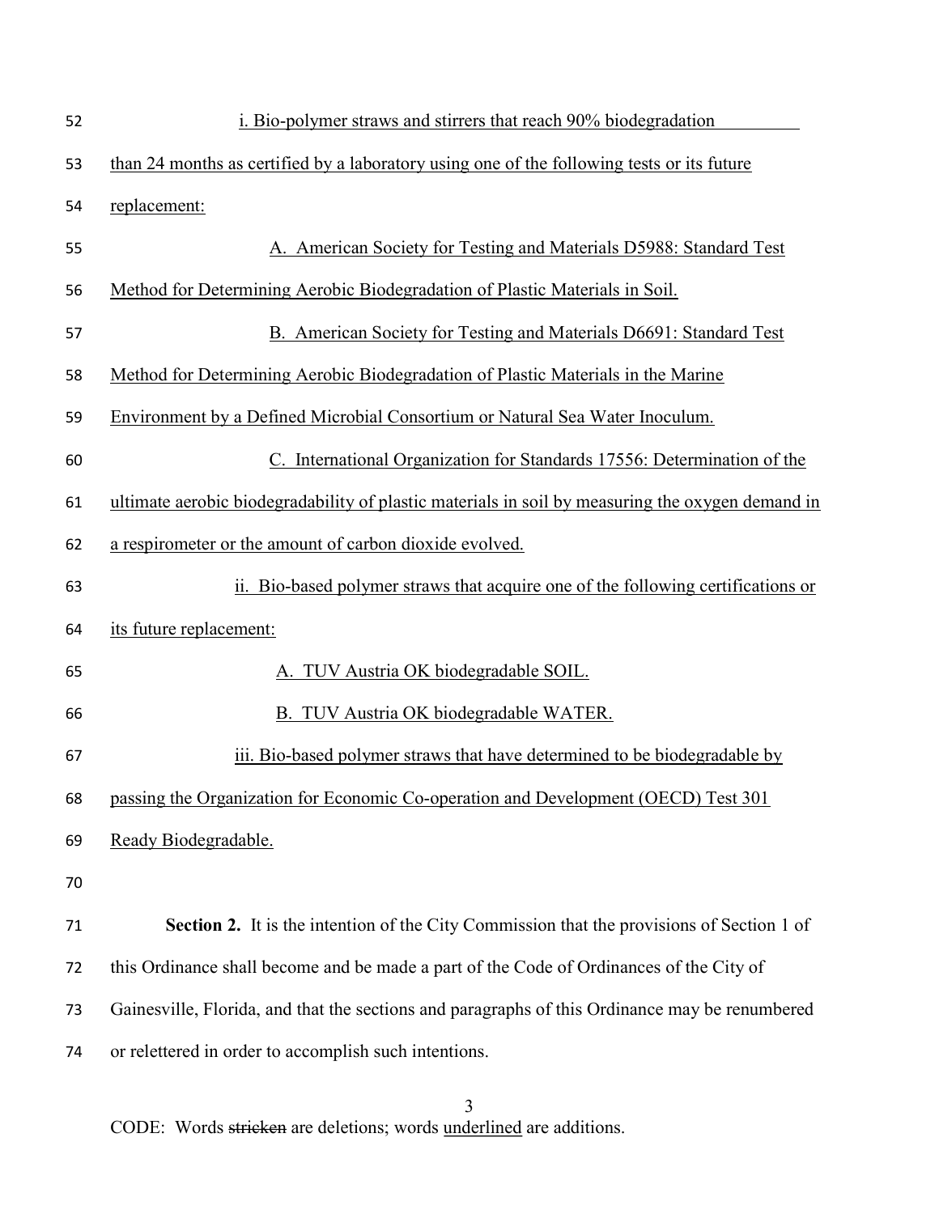i. Bio-polymer straws and stirrers that reach 90% biodegradation than 24 months as certified by a laboratory using one of the following tests or its future replacement:

A. American Society for Testing and Materials D5988: Standard Test Method for Determining Aerobic Biodegradation of Plastic Materials in Soil.

B. American Society for Testing and Materials D6691: Standard Test Method for Determining Aerobic Biodegradation of Plastic Materials in the Marine Environment by a Defined Microbial Consortium or Natural Sea Water Inoculum.

C. International Organization for Standards 17556: Determination of the ultimate aerobic biodegradability of plastic materials in soil by measuring the oxygen demand in a respirometer or the amount of carbon dioxide evolved.

ii. Bio-based polymer straws that acquire one of the following certifications or its future replacement:

A. TUV Austria OK biodegradable SOIL.

B. TUV Austria OK biodegradable WATER.

iii. Bio-based polymer straws that have determined to be biodegradable by passing the Organization for Economic Co-operation and Development (OECD) Test 301 Ready Biodegradable.

**Section 2.** It is the intention of the City Commission that the provisions of Section 1 of this Ordinance shall become and be made a part of the Code of Ordinances of the City of Gainesville, Florida, and that the sections and paragraphs of this Ordinance may be renumbered or relettered in order to accomplish such intentions.

CODE: Words ~~stricken~~ are deletions; words underlined are additions.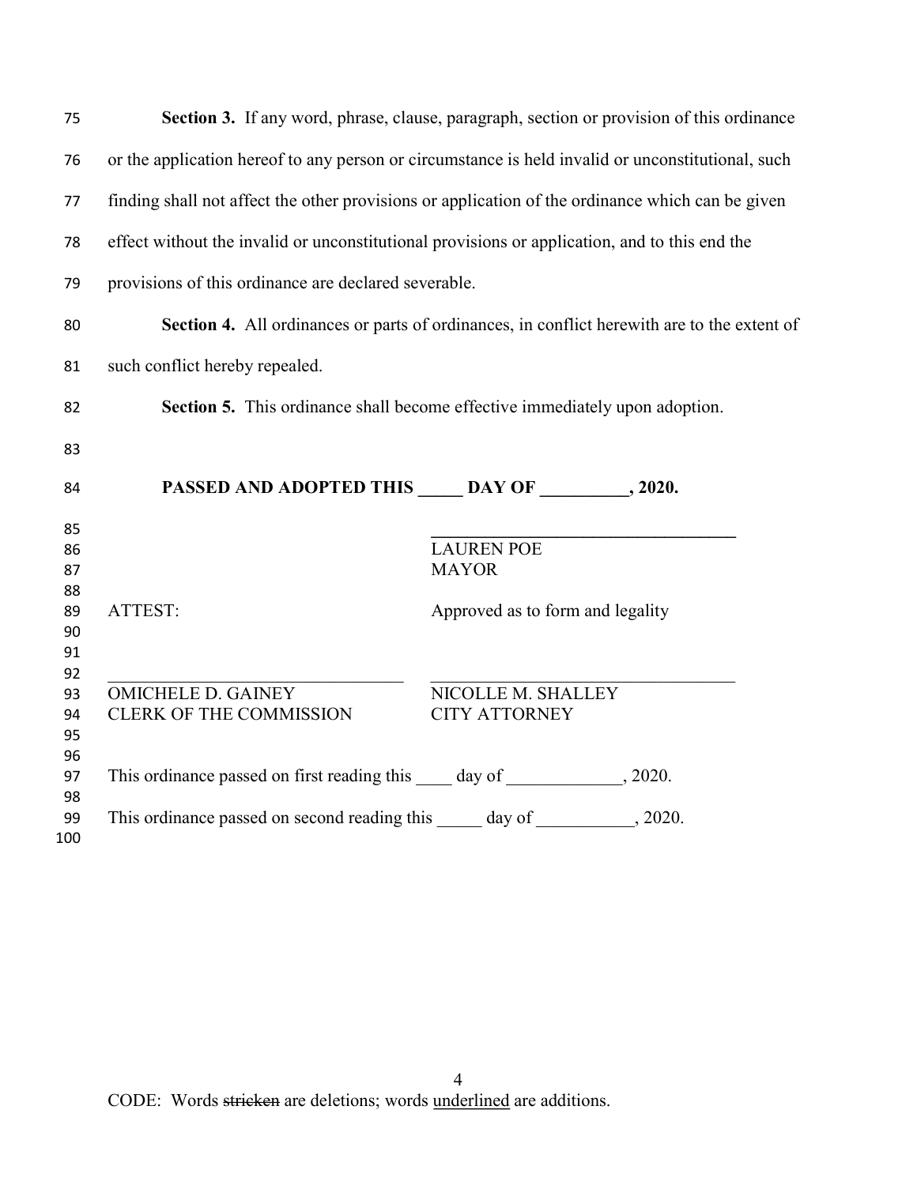**Section 3.** If any word, phrase, clause, paragraph, section or provision of this ordinance or the application hereof to any person or circumstance is held invalid or unconstitutional, such finding shall not affect the other provisions or application of the ordinance which can be given effect without the invalid or unconstitutional provisions or application, and to this end the provisions of this ordinance are declared severable.

**Section 4.** All ordinances or parts of ordinances, in conflict herewith are to the extent of such conflict hereby repealed.

**Section 5.** This ordinance shall become effective immediately upon adoption.

**PASSED AND ADOPTED THIS _____ DAY OF __________, 2020.**

___________________________________
LAUREN POE
MAYOR

ATTEST:

_________________________________
OMICHELE D. GAINEY
CLERK OF THE COMMISSION

Approved as to form and legality

_________________________________
NICOLLE M. SHALLEY
CITY ATTORNEY

This ordinance passed on first reading this ____ day of _____________, 2020.

This ordinance passed on second reading this _____ day of ___________, 2020.

CODE: Words ~~stricken~~ are deletions; words <u>underlined</u> are additions.